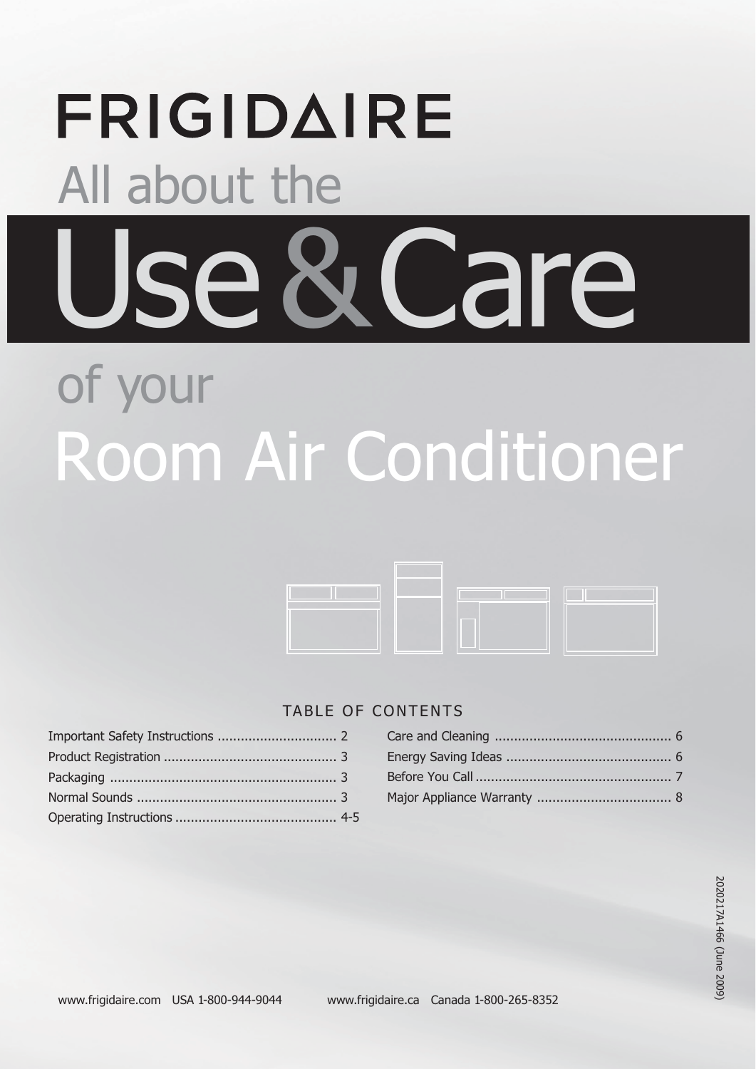# FRIGIDAIRE

All about the

# Use & Care

of your

# Room Air Conditioner

## TABLE OF CONTENTS

| | |
|---|---|
| Important Safety Instructions | 2 |
| Product Registration | 3 |
| Packaging | 3 |
| Normal Sounds | 3 |
| Operating Instructions | 4-5 |
| Care and Cleaning | 6 |
| Energy Saving Ideas | 6 |
| Before You Call | 7 |
| Major Appliance Warranty | 8 |

2020217A1466 (June 2009)

www.frigidaire.com USA 1-800-944-9044 www.frigidaire.ca Canada 1-800-265-8352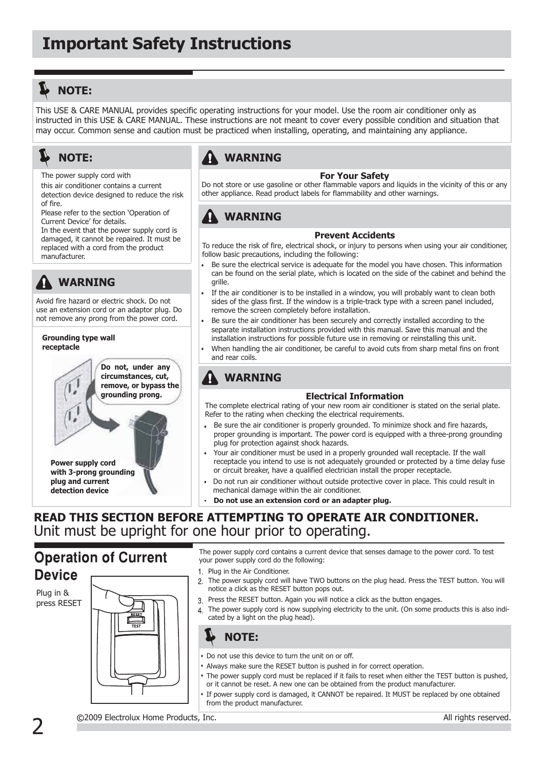# Important Safety Instructions

## NOTE:

This USE & CARE MANUAL provides specific operating instructions for your model. Use the room air conditioner only as instructed in this USE & CARE MANUAL. These instructions are not meant to cover every possible condition and situation that may occur. Common sense and caution must be practiced when installing, operating, and maintaining any appliance.

## NOTE:

The power supply cord with this air conditioner contains a current detection device designed to reduce the risk of fire.
Please refer to the section 'Operation of Current Device' for details.
In the event that the power supply cord is damaged, it cannot be repaired. It must be replaced with a cord from the product manufacturer.

## WARNING

Avoid fire hazard or electric shock. Do not use an extension cord or an adaptor plug. Do not remove any prong from the power cord.

**Grounding type wall receptacle**

**Do not, under any circumstances, cut, remove, or bypass the grounding prong.**

**Power supply cord with 3-prong grounding plug and current detection device**

## WARNING

### For Your Safety

Do not store or use gasoline or other flammable vapors and liquids in the vicinity of this or any other appliance. Read product labels for flammability and other warnings.

## WARNING

### Prevent Accidents

To reduce the risk of fire, electrical shock, or injury to persons when using your air conditioner, follow basic precautions, including the following:

- Be sure the electrical service is adequate for the model you have chosen. This information can be found on the serial plate, which is located on the side of the cabinet and behind the grille.
- If the air conditioner is to be installed in a window, you will probably want to clean both sides of the glass first. If the window is a triple-track type with a screen panel included, remove the screen completely before installation.
- Be sure the air conditioner has been securely and correctly installed according to the separate installation instructions provided with this manual. Save this manual and the installation instructions for possible future use in removing or reinstalling this unit.
- When handling the air conditioner, be careful to avoid cuts from sharp metal fins on front and rear coils.

## WARNING

### Electrical Information

The complete electrical rating of your new room air conditioner is stated on the serial plate. Refer to the rating when checking the electrical requirements.

- Be sure the air conditioner is properly grounded. To minimize shock and fire hazards, proper grounding is important. The power cord is equipped with a three-prong grounding plug for protection against shock hazards.
- Your air conditioner must be used in a properly grounded wall receptacle. If the wall receptacle you intend to use is not adequately grounded or protected by a time delay fuse or circuit breaker, have a qualified electrician install the proper receptacle.
- Do not run air conditioner without outside protective cover in place. This could result in mechanical damage within the air conditioner.
- **Do not use an extension cord or an adapter plug.**

**READ THIS SECTION BEFORE ATTEMPTING TO OPERATE AIR CONDITIONER.**
Unit must be upright for one hour prior to operating.

## Operation of Current Device

Plug in & press RESET

RESET
TEST

The power supply cord contains a current device that senses damage to the power cord. To test your power supply cord do the following:

1. Plug in the Air Conditioner.
2. The power supply cord will have TWO buttons on the plug head. Press the TEST button. You will notice a click as the RESET button pops out.
3. Press the RESET button. Again you will notice a click as the button engages.
4. The power supply cord is now supplying electricity to the unit. (On some products this is also indicated by a light on the plug head).

## NOTE:

- Do not use this device to turn the unit on or off.
- Always make sure the RESET button is pushed in for correct operation.
- The power supply cord must be replaced if it fails to reset when either the TEST button is pushed, or it cannot be reset. A new one can be obtained from the product manufacturer.
- If power supply cord is damaged, it CANNOT be repaired. It MUST be replaced by one obtained from the product manufacturer.

©2009 Electrolux Home Products, Inc. All rights reserved.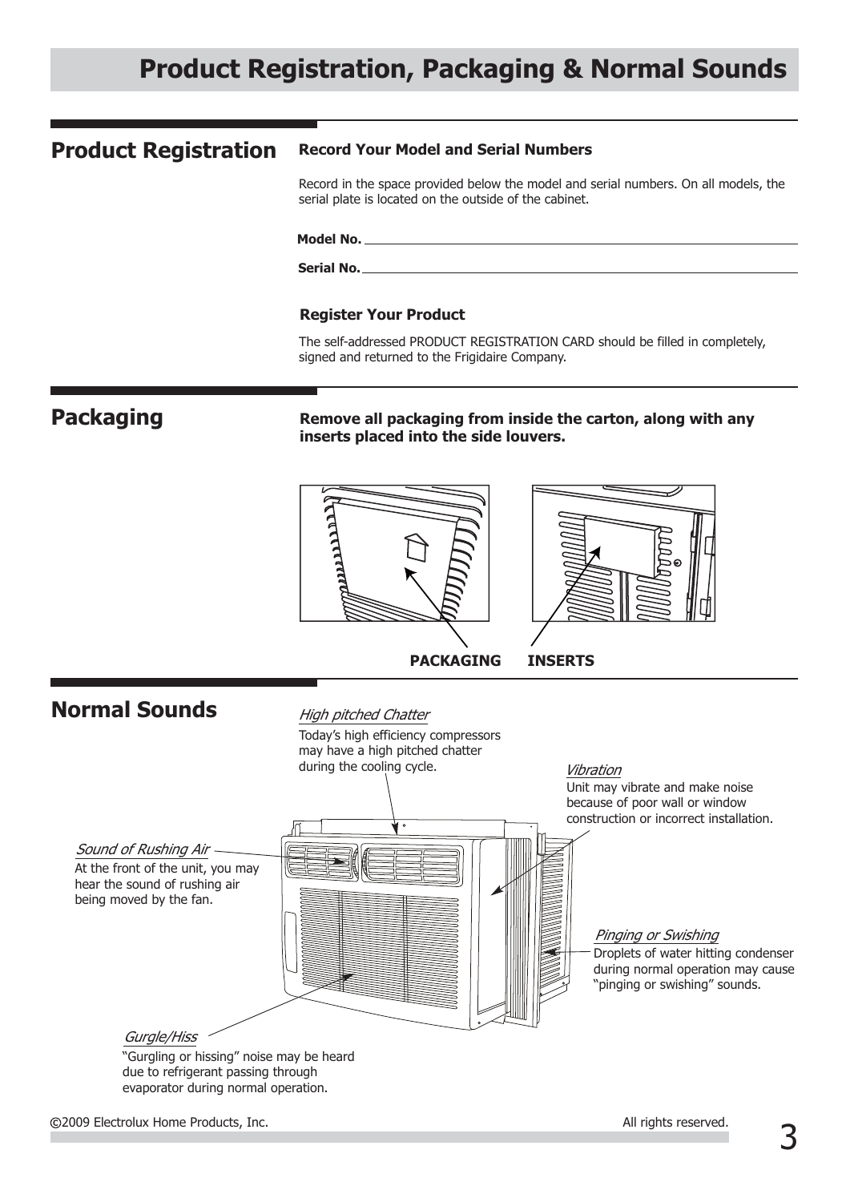# Product Registration, Packaging & Normal Sounds

## Product Registration

### Record Your Model and Serial Numbers

Record in the space provided below the model and serial numbers. On all models, the serial plate is located on the outside of the cabinet.

**Model No.** ______________________________

**Serial No.** ______________________________

### Register Your Product

The self-addressed PRODUCT REGISTRATION CARD should be filled in completely, signed and returned to the Frigidaire Company.

## Packaging

**Remove all packaging from inside the carton, along with any inserts placed into the side louvers.**

**PACKAGING** **INSERTS**

## Normal Sounds

*High pitched Chatter*

Today's high efficiency compressors may have a high pitched chatter during the cooling cycle.

*Vibration*

Unit may vibrate and make noise because of poor wall or window construction or incorrect installation.

*Sound of Rushing Air*

At the front of the unit, you may hear the sound of rushing air being moved by the fan.

*Pinging or Swishing*

Droplets of water hitting condenser during normal operation may cause "pinging or swishing" sounds.

*Gurgle/Hiss*

"Gurgling or hissing" noise may be heard due to refrigerant passing through evaporator during normal operation.

©2009 Electrolux Home Products, Inc. All rights reserved.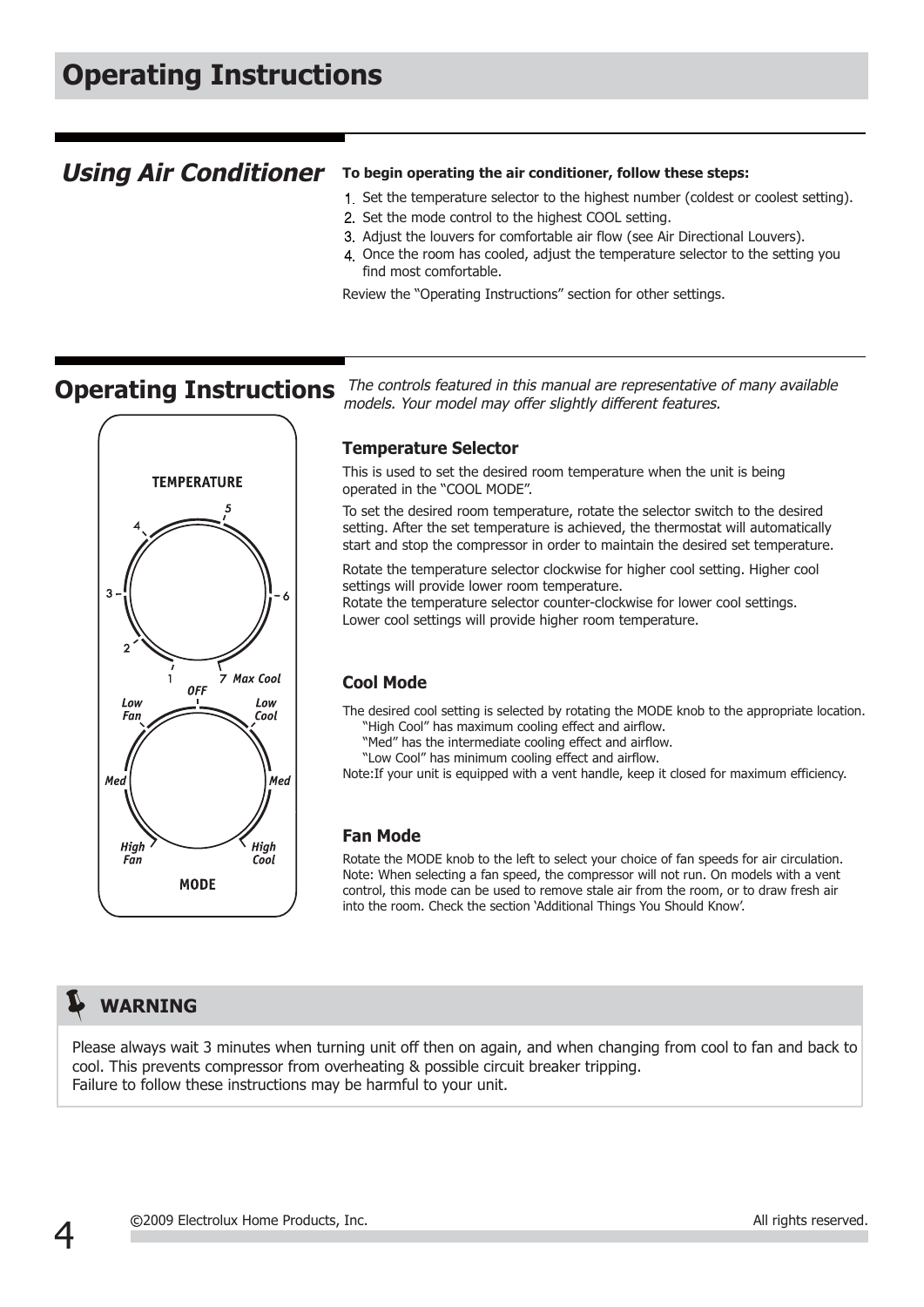# Operating Instructions

## Using Air Conditioner

**To begin operating the air conditioner, follow these steps:**

1. Set the temperature selector to the highest number (coldest or coolest setting).
2. Set the mode control to the highest COOL setting.
3. Adjust the louvers for comfortable air flow (see Air Directional Louvers).
4. Once the room has cooled, adjust the temperature selector to the setting you find most comfortable.

Review the "Operating Instructions" section for other settings.

## Operating Instructions

*The controls featured in this manual are representative of many available models. Your model may offer slightly different features.*

TEMPERATURE: 1, 2, 3, 4, 5, 6, 7 Max Cool

MODE: OFF, Low Fan, Med, High Fan, Low Cool, Med, High Cool

### Temperature Selector

This is used to set the desired room temperature when the unit is being operated in the "COOL MODE".

To set the desired room temperature, rotate the selector switch to the desired setting. After the set temperature is achieved, the thermostat will automatically start and stop the compressor in order to maintain the desired set temperature.

Rotate the temperature selector clockwise for higher cool setting. Higher cool settings will provide lower room temperature.
Rotate the temperature selector counter-clockwise for lower cool settings. Lower cool settings will provide higher room temperature.

### Cool Mode

The desired cool setting is selected by rotating the MODE knob to the appropriate location.
"High Cool" has maximum cooling effect and airflow.
"Med" has the intermediate cooling effect and airflow.
"Low Cool" has minimum cooling effect and airflow.
Note:If your unit is equipped with a vent handle, keep it closed for maximum efficiency.

### Fan Mode

Rotate the MODE knob to the left to select your choice of fan speeds for air circulation. Note: When selecting a fan speed, the compressor will not run. On models with a vent control, this mode can be used to remove stale air from the room, or to draw fresh air into the room. Check the section 'Additional Things You Should Know'.

**WARNING**

Please always wait 3 minutes when turning unit off then on again, and when changing from cool to fan and back to cool. This prevents compressor from overheating & possible circuit breaker tripping.
Failure to follow these instructions may be harmful to your unit.

©2009 Electrolux Home Products, Inc. All rights reserved.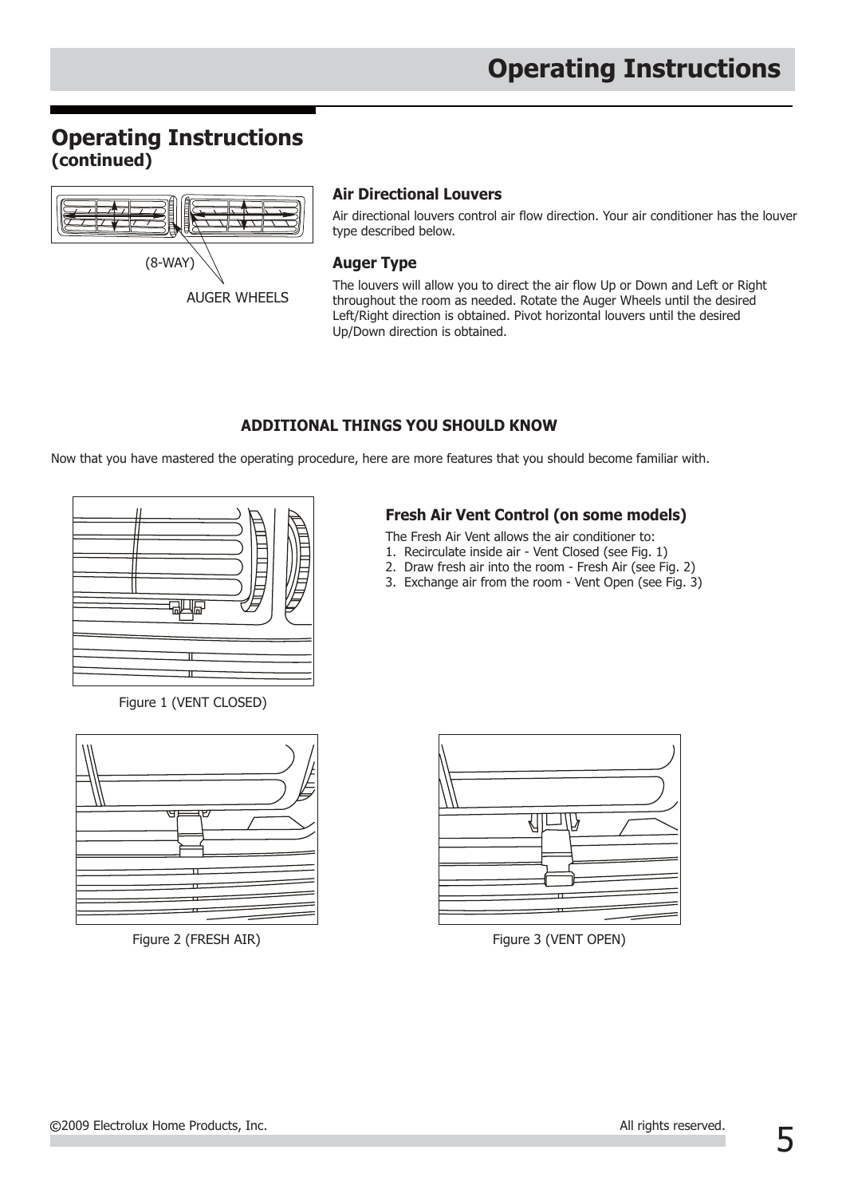## Operating Instructions
**(continued)**

(8-WAY)

AUGER WHEELS

### Air Directional Louvers

Air directional louvers control air flow direction. Your air conditioner has the louver type described below.

### Auger Type

The louvers will allow you to direct the air flow Up or Down and Left or Right throughout the room as needed. Rotate the Auger Wheels until the desired Left/Right direction is obtained. Pivot horizontal louvers until the desired Up/Down direction is obtained.

**ADDITIONAL THINGS YOU SHOULD KNOW**

Now that you have mastered the operating procedure, here are more features that you should become familiar with.

### Fresh Air Vent Control (on some models)

The Fresh Air Vent allows the air conditioner to:

1. Recirculate inside air - Vent Closed (see Fig. 1)
2. Draw fresh air into the room - Fresh Air (see Fig. 2)
3. Exchange air from the room - Vent Open (see Fig. 3)

Figure 1 (VENT CLOSED)

Figure 2 (FRESH AIR)

Figure 3 (VENT OPEN)

©2009 Electrolux Home Products, Inc. All rights reserved.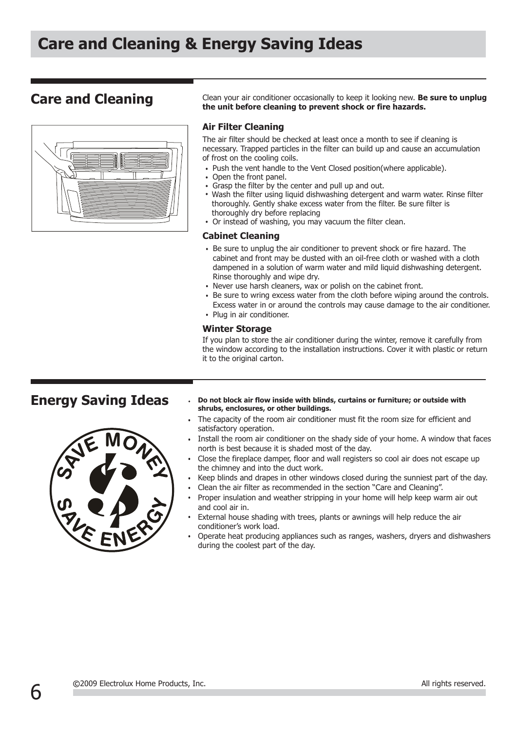# Care and Cleaning & Energy Saving Ideas

## Care and Cleaning

Clean your air conditioner occasionally to keep it looking new. **Be sure to unplug the unit before cleaning to prevent shock or fire hazards.**

### Air Filter Cleaning

The air filter should be checked at least once a month to see if cleaning is necessary. Trapped particles in the filter can build up and cause an accumulation of frost on the cooling coils.

- Push the vent handle to the Vent Closed position(where applicable).
- Open the front panel.
- Grasp the filter by the center and pull up and out.
- Wash the filter using liquid dishwashing detergent and warm water. Rinse filter thoroughly. Gently shake excess water from the filter. Be sure filter is thoroughly dry before replacing
- Or instead of washing, you may vacuum the filter clean.

### Cabinet Cleaning

- Be sure to unplug the air conditioner to prevent shock or fire hazard. The cabinet and front may be dusted with an oil-free cloth or washed with a cloth dampened in a solution of warm water and mild liquid dishwashing detergent. Rinse thoroughly and wipe dry.
- Never use harsh cleaners, wax or polish on the cabinet front.
- Be sure to wring excess water from the cloth before wiping around the controls. Excess water in or around the controls may cause damage to the air conditioner.
- Plug in air conditioner.

### Winter Storage

If you plan to store the air conditioner during the winter, remove it carefully from the window according to the installation instructions. Cover it with plastic or return it to the original carton.

## Energy Saving Ideas

SAVE MONEY SAVE ENERGY

- **Do not block air flow inside with blinds, curtains or furniture; or outside with shrubs, enclosures, or other buildings.**
- The capacity of the room air conditioner must fit the room size for efficient and satisfactory operation.
- Install the room air conditioner on the shady side of your home. A window that faces north is best because it is shaded most of the day.
- Close the fireplace damper, floor and wall registers so cool air does not escape up the chimney and into the duct work.
- Keep blinds and drapes in other windows closed during the sunniest part of the day.
- Clean the air filter as recommended in the section "Care and Cleaning".
- Proper insulation and weather stripping in your home will help keep warm air out and cool air in.
- External house shading with trees, plants or awnings will help reduce the air conditioner's work load.
- Operate heat producing appliances such as ranges, washers, dryers and dishwashers during the coolest part of the day.

©2009 Electrolux Home Products, Inc. All rights reserved.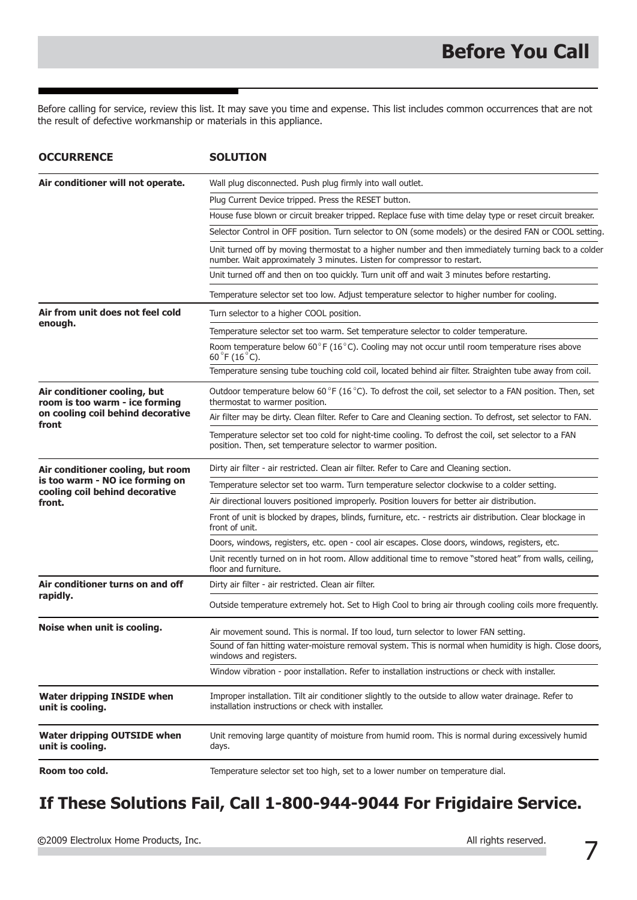# Before You Call

Before calling for service, review this list. It may save you time and expense. This list includes common occurrences that are not the result of defective workmanship or materials in this appliance.

| OCCURRENCE | SOLUTION |
|---|---|
| **Air conditioner will not operate.** | Wall plug disconnected. Push plug firmly into wall outlet. |
| | Plug Current Device tripped. Press the RESET button. |
| | House fuse blown or circuit breaker tripped. Replace fuse with time delay type or reset circuit breaker. |
| | Selector Control in OFF position. Turn selector to ON (some models) or the desired FAN or COOL setting. |
| | Unit turned off by moving thermostat to a higher number and then immediately turning back to a colder number. Wait approximately 3 minutes. Listen for compressor to restart. |
| | Unit turned off and then on too quickly. Turn unit off and wait 3 minutes before restarting. |
| | Temperature selector set too low. Adjust temperature selector to higher number for cooling. |
| **Air from unit does not feel cold enough.** | Turn selector to a higher COOL position. |
| | Temperature selector set too warm. Set temperature selector to colder temperature. |
| | Room temperature below 60°F (16°C). Cooling may not occur until room temperature rises above 60°F (16°C). |
| | Temperature sensing tube touching cold coil, located behind air filter. Straighten tube away from coil. |
| **Air conditioner cooling, but room is too warm - ice forming on cooling coil behind decorative front** | Outdoor temperature below 60°F (16°C). To defrost the coil, set selector to a FAN position. Then, set thermostat to warmer position. |
| | Air filter may be dirty. Clean filter. Refer to Care and Cleaning section. To defrost, set selector to FAN. |
| | Temperature selector set too cold for night-time cooling. To defrost the coil, set selector to a FAN position. Then, set temperature selector to warmer position. |
| **Air conditioner cooling, but room is too warm - NO ice forming on cooling coil behind decorative front.** | Dirty air filter - air restricted. Clean air filter. Refer to Care and Cleaning section. |
| | Temperature selector set too warm. Turn temperature selector clockwise to a colder setting. |
| | Air directional louvers positioned improperly. Position louvers for better air distribution. |
| | Front of unit is blocked by drapes, blinds, furniture, etc. - restricts air distribution. Clear blockage in front of unit. |
| | Doors, windows, registers, etc. open - cool air escapes. Close doors, windows, registers, etc. |
| | Unit recently turned on in hot room. Allow additional time to remove “stored heat” from walls, ceiling, floor and furniture. |
| **Air conditioner turns on and off rapidly.** | Dirty air filter - air restricted. Clean air filter. |
| | Outside temperature extremely hot. Set to High Cool to bring air through cooling coils more frequently. |
| **Noise when unit is cooling.** | Air movement sound. This is normal. If too loud, turn selector to lower FAN setting. |
| | Sound of fan hitting water-moisture removal system. This is normal when humidity is high. Close doors, windows and registers. |
| | Window vibration - poor installation. Refer to installation instructions or check with installer. |
| **Water dripping INSIDE when unit is cooling.** | Improper installation. Tilt air conditioner slightly to the outside to allow water drainage. Refer to installation instructions or check with installer. |
| **Water dripping OUTSIDE when unit is cooling.** | Unit removing large quantity of moisture from humid room. This is normal during excessively humid days. |
| **Room too cold.** | Temperature selector set too high, set to a lower number on temperature dial. |

## If These Solutions Fail, Call 1-800-944-9044 For Frigidaire Service.

©2009 Electrolux Home Products, Inc. All rights reserved.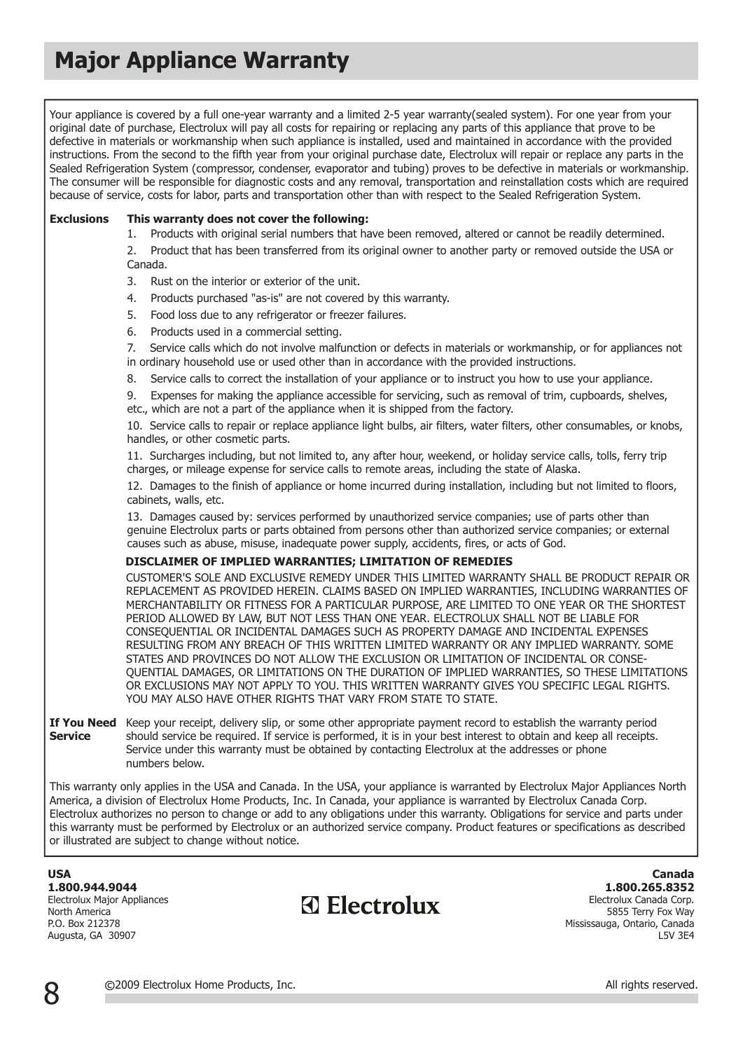# Major Appliance Warranty

Your appliance is covered by a full one-year warranty and a limited 2-5 year warranty(sealed system). For one year from your original date of purchase, Electrolux will pay all costs for repairing or replacing any parts of this appliance that prove to be defective in materials or workmanship when such appliance is installed, used and maintained in accordance with the provided instructions. From the second to the fifth year from your original purchase date, Electrolux will repair or replace any parts in the Sealed Refrigeration System (compressor, condenser, evaporator and tubing) proves to be defective in materials or workmanship. The consumer will be responsible for diagnostic costs and any removal, transportation and reinstallation costs which are required because of service, costs for labor, parts and transportation other than with respect to the Sealed Refrigeration System.

**Exclusions** **This warranty does not cover the following:**

1. Products with original serial numbers that have been removed, altered or cannot be readily determined.
2. Product that has been transferred from its original owner to another party or removed outside the USA or Canada.
3. Rust on the interior or exterior of the unit.
4. Products purchased "as-is" are not covered by this warranty.
5. Food loss due to any refrigerator or freezer failures.
6. Products used in a commercial setting.
7. Service calls which do not involve malfunction or defects in materials or workmanship, or for appliances not in ordinary household use or used other than in accordance with the provided instructions.
8. Service calls to correct the installation of your appliance or to instruct you how to use your appliance.
9. Expenses for making the appliance accessible for servicing, such as removal of trim, cupboards, shelves, etc., which are not a part of the appliance when it is shipped from the factory.
10. Service calls to repair or replace appliance light bulbs, air filters, water filters, other consumables, or knobs, handles, or other cosmetic parts.
11. Surcharges including, but not limited to, any after hour, weekend, or holiday service calls, tolls, ferry trip charges, or mileage expense for service calls to remote areas, including the state of Alaska.
12. Damages to the finish of appliance or home incurred during installation, including but not limited to, floors, cabinets, walls, etc.
13. Damages caused by: services performed by unauthorized service companies; use of parts other than genuine Electrolux parts or parts obtained from persons other than authorized service companies; or external causes such as abuse, misuse, inadequate power supply, accidents, fires, or acts of God.

**DISCLAIMER OF IMPLIED WARRANTIES; LIMITATION OF REMEDIES**

CUSTOMER'S SOLE AND EXCLUSIVE REMEDY UNDER THIS LIMITED WARRANTY SHALL BE PRODUCT REPAIR OR REPLACEMENT AS PROVIDED HEREIN. CLAIMS BASED ON IMPLIED WARRANTIES, INCLUDING WARRANTIES OF MERCHANTABILITY OR FITNESS FOR A PARTICULAR PURPOSE, ARE LIMITED TO ONE YEAR OR THE SHORTEST PERIOD ALLOWED BY LAW, BUT NOT LESS THAN ONE YEAR. ELECTROLUX SHALL NOT BE LIABLE FOR CONSEQUENTIAL OR INCIDENTAL DAMAGES SUCH AS PROPERTY DAMAGE AND INCIDENTAL EXPENSES RESULTING FROM ANY BREACH OF THIS WRITTEN LIMITED WARRANTY OR ANY IMPLIED WARRANTY. SOME STATES AND PROVINCES DO NOT ALLOW THE EXCLUSION OR LIMITATION OF INCIDENTAL OR CONSEQUENTIAL DAMAGES, OR LIMITATIONS ON THE DURATION OF IMPLIED WARRANTIES, SO THESE LIMITATIONS OR EXCLUSIONS MAY NOT APPLY TO YOU. THIS WRITTEN WARRANTY GIVES YOU SPECIFIC LEGAL RIGHTS. YOU MAY ALSO HAVE OTHER RIGHTS THAT VARY FROM STATE TO STATE.

**If You Need Service** Keep your receipt, delivery slip, or some other appropriate payment record to establish the warranty period should service be required. If service is performed, it is in your best interest to obtain and keep all receipts. Service under this warranty must be obtained by contacting Electrolux at the addresses or phone numbers below.

This warranty only applies in the USA and Canada. In the USA, your appliance is warranted by Electrolux Major Appliances North America, a division of Electrolux Home Products, Inc. In Canada, your appliance is warranted by Electrolux Canada Corp. Electrolux authorizes no person to change or add to any obligations under this warranty. Obligations for service and parts under this warranty must be performed by Electrolux or an authorized service company. Product features or specifications as described or illustrated are subject to change without notice.

**USA**
**1.800.944.9044**
Electrolux Major Appliances
North America
P.O. Box 212378
Augusta, GA 30907

Electrolux

**Canada**
**1.800.265.8352**
Electrolux Canada Corp.
5855 Terry Fox Way
Mississauga, Ontario, Canada
L5V 3E4

©2009 Electrolux Home Products, Inc. All rights reserved.